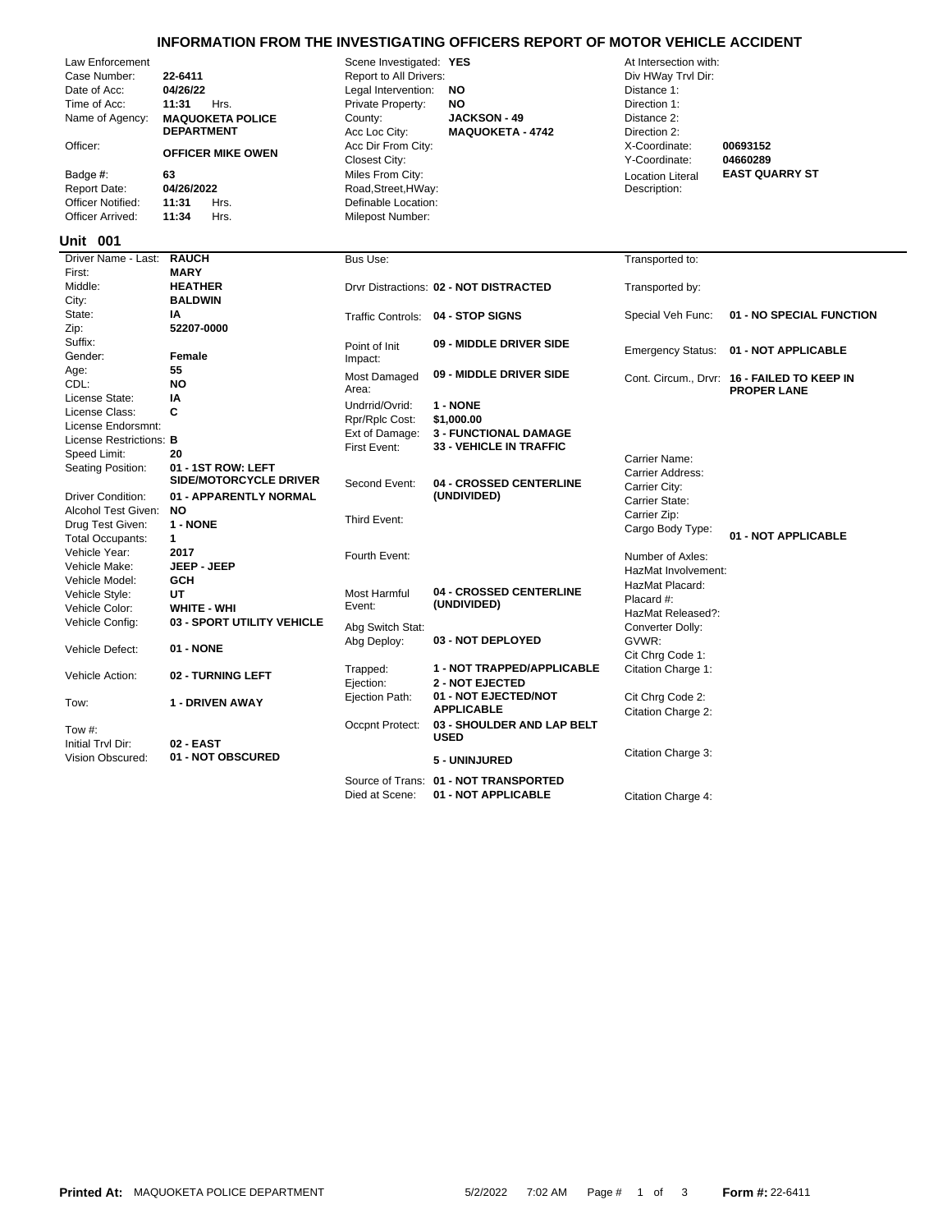# INFORMATION FROM THE INVESTIGATING OFFICERS REPORT OF MOTOR VEHICLE ACCIDENT

| Field | Value | Field | Value | Field | Value |
|---|---|---|---|---|---|
| Law Enforcement | | Scene Investigated: | **YES** | At Intersection with: | |
| Case Number: | **22-6411** | Report to All Drivers: | | Div HWay Trvl Dir: | |
| Date of Acc: | **04/26/22** | Legal Intervention: | **NO** | Distance 1: | |
| Time of Acc: | **11:31** Hrs. | Private Property: | **NO** | Direction 1: | |
| Name of Agency: | **MAQUOKETA POLICE DEPARTMENT** | County: | **JACKSON - 49** | Distance 2: | |
| | | Acc Loc City: | **MAQUOKETA - 4742** | Direction 2: | |
| Officer: | **OFFICER MIKE OWEN** | Acc Dir From City: | | X-Coordinate: | **00693152** |
| | | Closest City: | | Y-Coordinate: | **04660289** |
| Badge #: | **63** | Miles From City: | | Location Literal Description: | **EAST QUARRY ST** |
| Report Date: | **04/26/2022** | Road,Street,HWay: | | | |
| Officer Notified: | **11:31** Hrs. | Definable Location: | | | |
| Officer Arrived: | **11:34** Hrs. | Milepost Number: | | | |

## Unit 001

| Field | Value | Field | Value | Field | Value |
|---|---|---|---|---|---|
| Driver Name - Last: | **RAUCH** | Bus Use: | | Transported to: | |
| First: | **MARY** | | | | |
| Middle: | **HEATHER** | Drvr Distractions: | **02 - NOT DISTRACTED** | Transported by: | |
| City: | **BALDWIN** | | | | |
| State: | **IA** | Traffic Controls: | **04 - STOP SIGNS** | Special Veh Func: | **01 - NO SPECIAL FUNCTION** |
| Zip: | **52207-0000** | | | | |
| Suffix: | | Point of Init Impact: | **09 - MIDDLE DRIVER SIDE** | Emergency Status: | **01 - NOT APPLICABLE** |
| Gender: | **Female** | | | | |
| Age: | **55** | Most Damaged Area: | **09 - MIDDLE DRIVER SIDE** | Cont. Circum., Drvr: | **16 - FAILED TO KEEP IN PROPER LANE** |
| CDL: | **NO** | | | | |
| License State: | **IA** | Undrrid/Ovrid: | **1 - NONE** | | |
| License Class: | **C** | Rpr/Rplc Cost: | **$1,000.00** | | |
| License Endorsmnt: | | Ext of Damage: | **3 - FUNCTIONAL DAMAGE** | | |
| License Restrictions: | **B** | First Event: | **33 - VEHICLE IN TRAFFIC** | | |
| Speed Limit: | **20** | | | Carrier Name: | |
| Seating Position: | **01 - 1ST ROW: LEFT SIDE/MOTORCYCLE DRIVER** | Second Event: | **04 - CROSSED CENTERLINE (UNDIVIDED)** | Carrier Address: | |
| | | | | Carrier City: | |
| Driver Condition: | **01 - APPARENTLY NORMAL** | | | Carrier State: | |
| Alcohol Test Given: | **NO** | Third Event: | | Carrier Zip: | |
| Drug Test Given: | **1 - NONE** | | | Cargo Body Type: | **01 - NOT APPLICABLE** |
| Total Occupants: | **1** | | | | |
| Vehicle Year: | **2017** | Fourth Event: | | Number of Axles: | |
| Vehicle Make: | **JEEP - JEEP** | | | HazMat Involvement: | |
| Vehicle Model: | **GCH** | | | HazMat Placard: | |
| Vehicle Style: | **UT** | Most Harmful Event: | **04 - CROSSED CENTERLINE (UNDIVIDED)** | Placard #: | |
| Vehicle Color: | **WHITE - WHI** | | | HazMat Released?: | |
| Vehicle Config: | **03 - SPORT UTILITY VEHICLE** | Abg Switch Stat: | | Converter Dolly: | |
| Vehicle Defect: | **01 - NONE** | Abg Deploy: | **03 - NOT DEPLOYED** | GVWR: | |
| | | | | Cit Chrg Code 1: | |
| Vehicle Action: | **02 - TURNING LEFT** | Trapped: | **1 - NOT TRAPPED/APPLICABLE** | Citation Charge 1: | |
| | | Ejection: | **2 - NOT EJECTED** | | |
| Tow: | **1 - DRIVEN AWAY** | Ejection Path: | **01 - NOT EJECTED/NOT APPLICABLE** | Cit Chrg Code 2: | |
| | | | | Citation Charge 2: | |
| Tow #: | | Occpnt Protect: | **03 - SHOULDER AND LAP BELT USED** | | |
| Initial Trvl Dir: | **02 - EAST** | | | | |
| Vision Obscured: | **01 - NOT OBSCURED** | | **5 - UNINJURED** | Citation Charge 3: | |
| | | Source of Trans: | **01 - NOT TRANSPORTED** | | |
| | | Died at Scene: | **01 - NOT APPLICABLE** | Citation Charge 4: | |

**Printed At:** MAQUOKETA POLICE DEPARTMENT 5/2/2022 7:02 AM **Form #:** 22-6411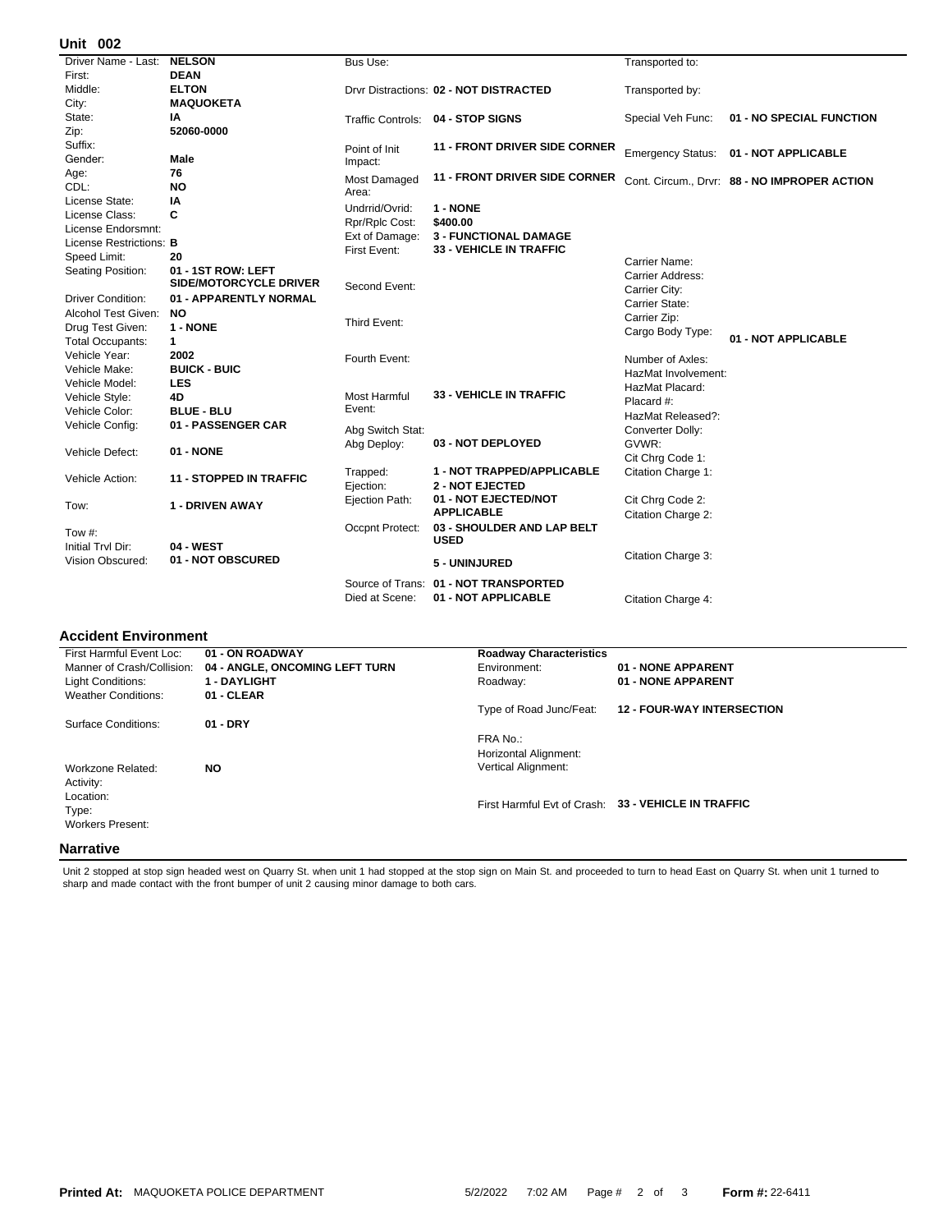## Unit 002

| Field | Value |
|---|---|
| Driver Name - Last: | NELSON |
| First: | DEAN |
| Middle: | ELTON |
| City: | MAQUOKETA |
| State: | IA |
| Zip: | 52060-0000 |
| Suffix: | |
| Gender: | Male |
| Age: | 76 |
| CDL: | NO |
| License State: | IA |
| License Class: | C |
| License Endorsmnt: | |
| License Restrictions: | B |
| Speed Limit: | 20 |
| Seating Position: | 01 - 1ST ROW: LEFT SIDE/MOTORCYCLE DRIVER |
| Driver Condition: | 01 - APPARENTLY NORMAL |
| Alcohol Test Given: | NO |
| Drug Test Given: | 1 - NONE |
| Total Occupants: | 1 |
| Vehicle Year: | 2002 |
| Vehicle Make: | BUICK - BUIC |
| Vehicle Model: | LES |
| Vehicle Style: | 4D |
| Vehicle Color: | BLUE - BLU |
| Vehicle Config: | 01 - PASSENGER CAR |
| Vehicle Defect: | 01 - NONE |
| Vehicle Action: | 11 - STOPPED IN TRAFFIC |
| Tow: | 1 - DRIVEN AWAY |
| Tow #: | |
| Initial Trvl Dir: | 04 - WEST |
| Vision Obscured: | 01 - NOT OBSCURED |

| Field | Value |
|---|---|
| Bus Use: | |
| Drvr Distractions: | 02 - NOT DISTRACTED |
| Traffic Controls: | 04 - STOP SIGNS |
| Point of Init Impact: | 11 - FRONT DRIVER SIDE CORNER |
| Most Damaged Area: | 11 - FRONT DRIVER SIDE CORNER |
| Undrrid/Ovrid: | 1 - NONE |
| Rpr/Rplc Cost: | $400.00 |
| Ext of Damage: | 3 - FUNCTIONAL DAMAGE |
| First Event: | 33 - VEHICLE IN TRAFFIC |
| Second Event: | |
| Third Event: | |
| Fourth Event: | |
| Most Harmful Event: | 33 - VEHICLE IN TRAFFIC |
| Abg Switch Stat: | |
| Abg Deploy: | 03 - NOT DEPLOYED |
| Trapped: | 1 - NOT TRAPPED/APPLICABLE |
| Ejection: | 2 - NOT EJECTED |
| Ejection Path: | 01 - NOT EJECTED/NOT APPLICABLE |
| Occpnt Protect: | 03 - SHOULDER AND LAP BELT USED |
| | 5 - UNINJURED |
| Source of Trans: | 01 - NOT TRANSPORTED |
| Died at Scene: | 01 - NOT APPLICABLE |

| Field | Value |
|---|---|
| Transported to: | |
| Transported by: | |
| Special Veh Func: | 01 - NO SPECIAL FUNCTION |
| Emergency Status: | 01 - NOT APPLICABLE |
| Cont. Circum., Drvr: | 88 - NO IMPROPER ACTION |
| Carrier Name: | |
| Carrier Address: | |
| Carrier City: | |
| Carrier State: | |
| Carrier Zip: | |
| Cargo Body Type: | 01 - NOT APPLICABLE |
| Number of Axles: | |
| HazMat Involvement: | |
| HazMat Placard: | |
| Placard #: | |
| HazMat Released?: | |
| Converter Dolly: | |
| GVWR: | |
| Cit Chrg Code 1: | |
| Citation Charge 1: | |
| Cit Chrg Code 2: | |
| Citation Charge 2: | |
| Citation Charge 3: | |
| Citation Charge 4: | |

## Accident Environment

| Field | Value |
|---|---|
| First Harmful Event Loc: | 01 - ON ROADWAY |
| Manner of Crash/Collision: | 04 - ANGLE, ONCOMING LEFT TURN |
| Light Conditions: | 1 - DAYLIGHT |
| Weather Conditions: | 01 - CLEAR |
| Surface Conditions: | 01 - DRY |
| Workzone Related: | NO |
| Activity: | |
| Location: | |
| Type: | |
| Workers Present: | |

**Roadway Characteristics**

| Field | Value |
|---|---|
| Environment: | 01 - NONE APPARENT |
| Roadway: | 01 - NONE APPARENT |
| Type of Road Junc/Feat: | 12 - FOUR-WAY INTERSECTION |
| FRA No.: | |
| Horizontal Alignment: | |
| Vertical Alignment: | |
| First Harmful Evt of Crash: | 33 - VEHICLE IN TRAFFIC |

## Narrative

Unit 2 stopped at stop sign headed west on Quarry St. when unit 1 had stopped at the stop sign on Main St. and proceeded to turn to head East on Quarry St. when unit 1 turned to sharp and made contact with the front bumper of unit 2 causing minor damage to both cars.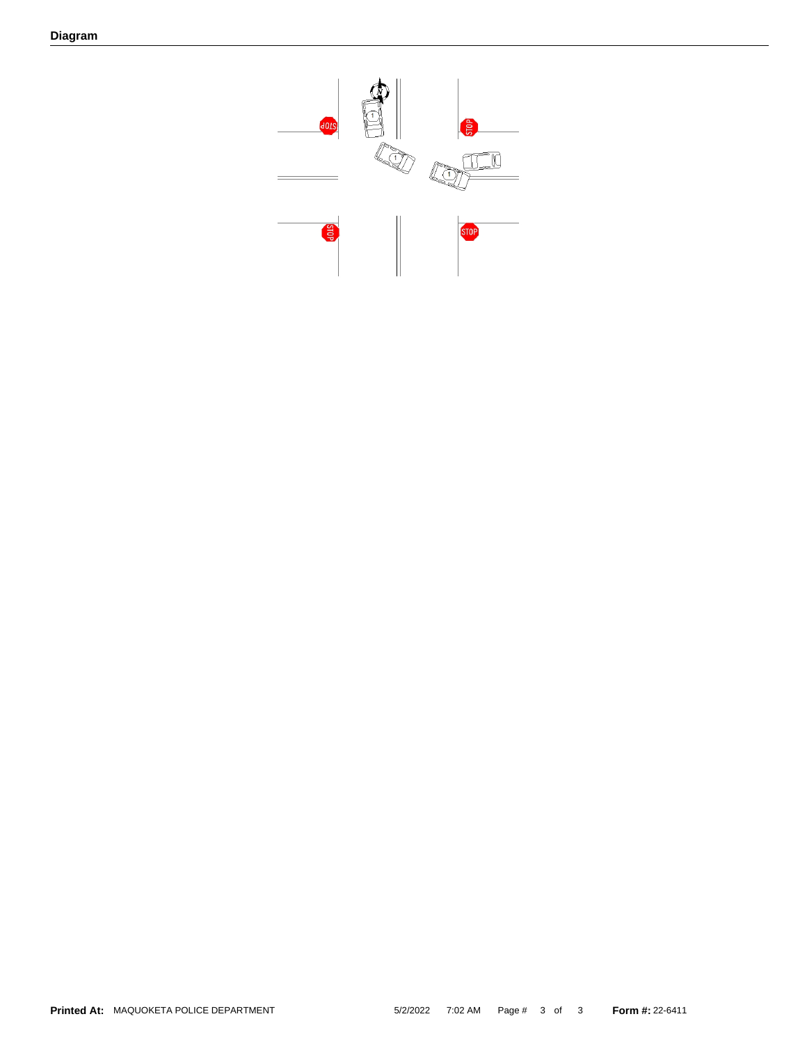**Diagram**

STOP

STOP

STOP

STOP

N

1

1

1